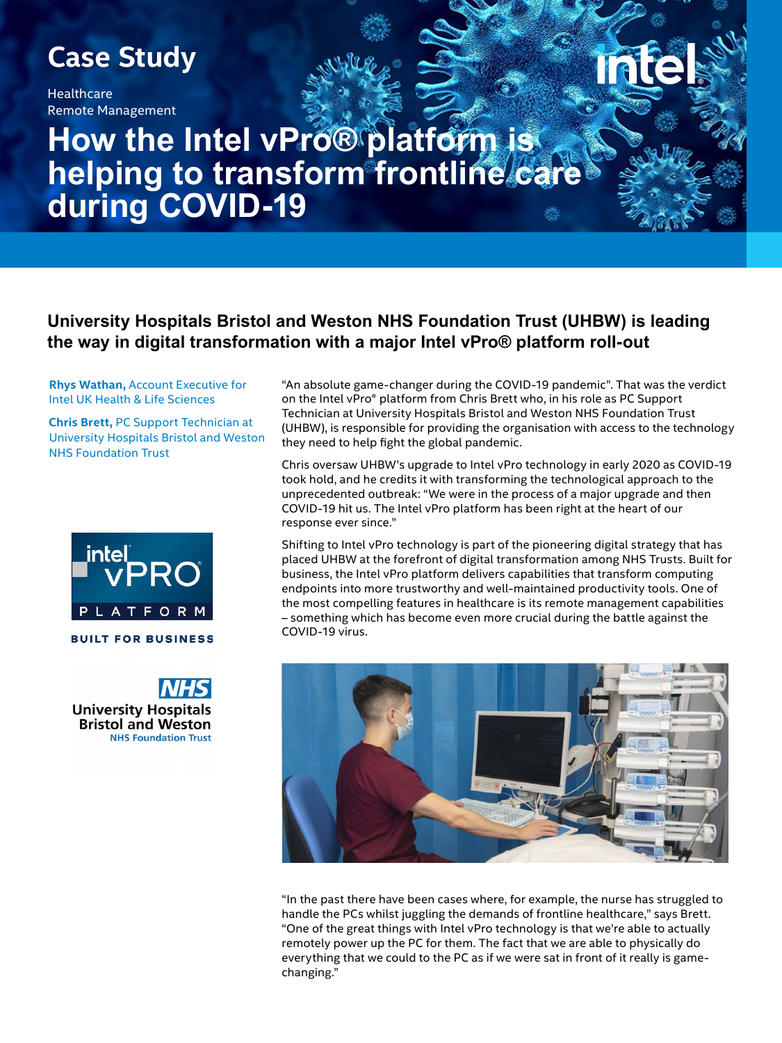# Case Study

Healthcare
Remote Management

# How the Intel vPro® platform is helping to transform frontline care during COVID-19

## University Hospitals Bristol and Weston NHS Foundation Trust (UHBW) is leading the way in digital transformation with a major Intel vPro® platform roll-out

**Rhys Wathan,** Account Executive for Intel UK Health & Life Sciences

**Chris Brett,** PC Support Technician at University Hospitals Bristol and Weston NHS Foundation Trust

"An absolute game-changer during the COVID-19 pandemic". That was the verdict on the Intel vPro® platform from Chris Brett who, in his role as PC Support Technician at University Hospitals Bristol and Weston NHS Foundation Trust (UHBW), is responsible for providing the organisation with access to the technology they need to help fight the global pandemic.

Chris oversaw UHBW's upgrade to Intel vPro technology in early 2020 as COVID-19 took hold, and he credits it with transforming the technological approach to the unprecedented outbreak: "We were in the process of a major upgrade and then COVID-19 hit us. The Intel vPro platform has been right at the heart of our response ever since."

Shifting to Intel vPro technology is part of the pioneering digital strategy that has placed UHBW at the forefront of digital transformation among NHS Trusts. Built for business, the Intel vPro platform delivers capabilities that transform computing endpoints into more trustworthy and well-maintained productivity tools. One of the most compelling features in healthcare is its remote management capabilities – something which has become even more crucial during the battle against the COVID-19 virus.

"In the past there have been cases where, for example, the nurse has struggled to handle the PCs whilst juggling the demands of frontline healthcare," says Brett. "One of the great things with Intel vPro technology is that we're able to actually remotely power up the PC for them. The fact that we are able to physically do everything that we could to the PC as if we were sat in front of it really is game-changing."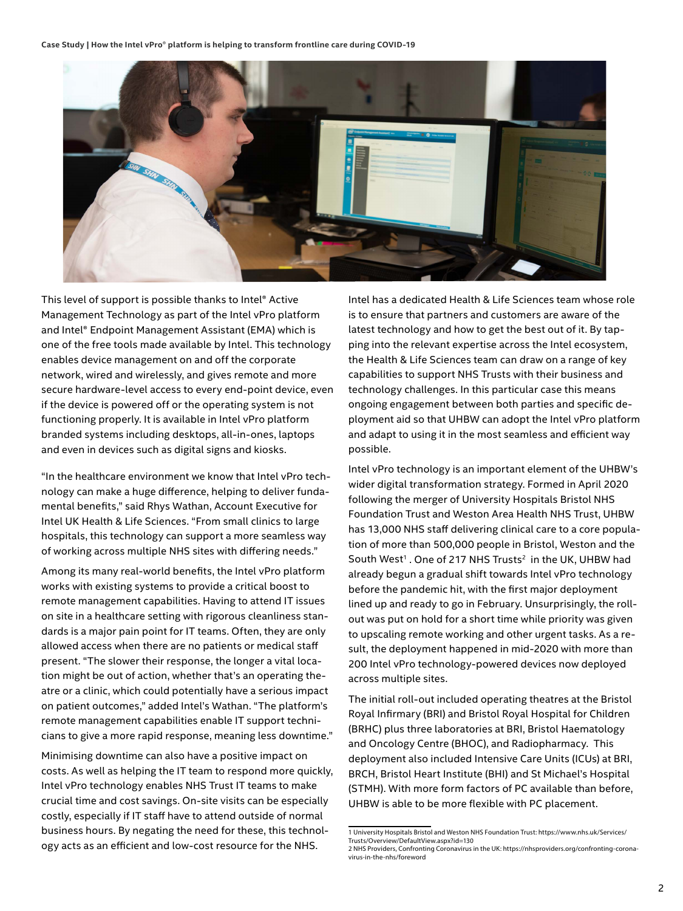This level of support is possible thanks to Intel® Active Management Technology as part of the Intel vPro platform and Intel® Endpoint Management Assistant (EMA) which is one of the free tools made available by Intel. This technology enables device management on and off the corporate network, wired and wirelessly, and gives remote and more secure hardware-level access to every end-point device, even if the device is powered off or the operating system is not functioning properly. It is available in Intel vPro platform branded systems including desktops, all-in-ones, laptops and even in devices such as digital signs and kiosks.

"In the healthcare environment we know that Intel vPro technology can make a huge difference, helping to deliver fundamental benefits," said Rhys Wathan, Account Executive for Intel UK Health & Life Sciences. "From small clinics to large hospitals, this technology can support a more seamless way of working across multiple NHS sites with differing needs."

Among its many real-world benefits, the Intel vPro platform works with existing systems to provide a critical boost to remote management capabilities. Having to attend IT issues on site in a healthcare setting with rigorous cleanliness standards is a major pain point for IT teams. Often, they are only allowed access when there are no patients or medical staff present. "The slower their response, the longer a vital location might be out of action, whether that's an operating theatre or a clinic, which could potentially have a serious impact on patient outcomes," added Intel's Wathan. "The platform's remote management capabilities enable IT support technicians to give a more rapid response, meaning less downtime."

Minimising downtime can also have a positive impact on costs. As well as helping the IT team to respond more quickly, Intel vPro technology enables NHS Trust IT teams to make crucial time and cost savings. On-site visits can be especially costly, especially if IT staff have to attend outside of normal business hours. By negating the need for these, this technology acts as an efficient and low-cost resource for the NHS.

Intel has a dedicated Health & Life Sciences team whose role is to ensure that partners and customers are aware of the latest technology and how to get the best out of it. By tapping into the relevant expertise across the Intel ecosystem, the Health & Life Sciences team can draw on a range of key capabilities to support NHS Trusts with their business and technology challenges. In this particular case this means ongoing engagement between both parties and specific deployment aid so that UHBW can adopt the Intel vPro platform and adapt to using it in the most seamless and efficient way possible.

Intel vPro technology is an important element of the UHBW's wider digital transformation strategy. Formed in April 2020 following the merger of University Hospitals Bristol NHS Foundation Trust and Weston Area Health NHS Trust, UHBW has 13,000 NHS staff delivering clinical care to a core population of more than 500,000 people in Bristol, Weston and the South West[1]. One of 217 NHS Trusts[2] in the UK, UHBW had already begun a gradual shift towards Intel vPro technology before the pandemic hit, with the first major deployment lined up and ready to go in February. Unsurprisingly, the roll-out was put on hold for a short time while priority was given to upscaling remote working and other urgent tasks. As a result, the deployment happened in mid-2020 with more than 200 Intel vPro technology-powered devices now deployed across multiple sites.

The initial roll-out included operating theatres at the Bristol Royal Infirmary (BRI) and Bristol Royal Hospital for Children (BRHC) plus three laboratories at BRI, Bristol Haematology and Oncology Centre (BHOC), and Radiopharmacy. This deployment also included Intensive Care Units (ICUs) at BRI, BRCH, Bristol Heart Institute (BHI) and St Michael's Hospital (STMH). With more form factors of PC available than before, UHBW is able to be more flexible with PC placement.

---

1 University Hospitals Bristol and Weston NHS Foundation Trust: https://www.nhs.uk/Services/Trusts/Overview/DefaultView.aspx?id=130

2 NHS Providers, Confronting Coronavirus in the UK: https://nhsproviders.org/confronting-coronavirus-in-the-nhs/foreword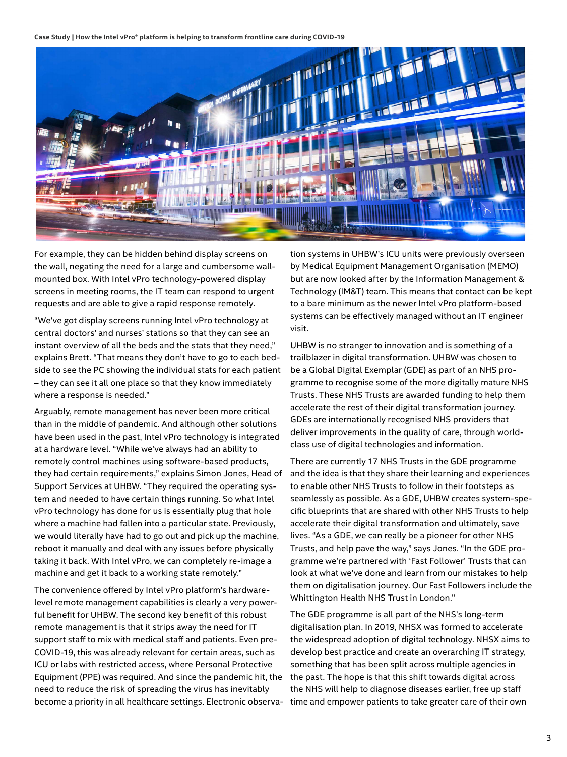For example, they can be hidden behind display screens on the wall, negating the need for a large and cumbersome wall-mounted box. With Intel vPro technology-powered display screens in meeting rooms, the IT team can respond to urgent requests and are able to give a rapid response remotely.

"We've got display screens running Intel vPro technology at central doctors' and nurses' stations so that they can see an instant overview of all the beds and the stats that they need," explains Brett. "That means they don't have to go to each bedside to see the PC showing the individual stats for each patient – they can see it all one place so that they know immediately where a response is needed."

Arguably, remote management has never been more critical than in the middle of pandemic. And although other solutions have been used in the past, Intel vPro technology is integrated at a hardware level. "While we've always had an ability to remotely control machines using software-based products, they had certain requirements," explains Simon Jones, Head of Support Services at UHBW. "They required the operating system and needed to have certain things running. So what Intel vPro technology has done for us is essentially plug that hole where a machine had fallen into a particular state. Previously, we would literally have had to go out and pick up the machine, reboot it manually and deal with any issues before physically taking it back. With Intel vPro, we can completely re-image a machine and get it back to a working state remotely."

The convenience offered by Intel vPro platform's hardware-level remote management capabilities is clearly a very powerful benefit for UHBW. The second key benefit of this robust remote management is that it strips away the need for IT support staff to mix with medical staff and patients. Even pre-COVID-19, this was already relevant for certain areas, such as ICU or labs with restricted access, where Personal Protective Equipment (PPE) was required. And since the pandemic hit, the need to reduce the risk of spreading the virus has inevitably become a priority in all healthcare settings. Electronic observation systems in UHBW's ICU units were previously overseen by Medical Equipment Management Organisation (MEMO) but are now looked after by the Information Management & Technology (IM&T) team. This means that contact can be kept to a bare minimum as the newer Intel vPro platform-based systems can be effectively managed without an IT engineer visit.

UHBW is no stranger to innovation and is something of a trailblazer in digital transformation. UHBW was chosen to be a Global Digital Exemplar (GDE) as part of an NHS programme to recognise some of the more digitally mature NHS Trusts. These NHS Trusts are awarded funding to help them accelerate the rest of their digital transformation journey. GDEs are internationally recognised NHS providers that deliver improvements in the quality of care, through world-class use of digital technologies and information.

There are currently 17 NHS Trusts in the GDE programme and the idea is that they share their learning and experiences to enable other NHS Trusts to follow in their footsteps as seamlessly as possible. As a GDE, UHBW creates system-specific blueprints that are shared with other NHS Trusts to help accelerate their digital transformation and ultimately, save lives. "As a GDE, we can really be a pioneer for other NHS Trusts, and help pave the way," says Jones. "In the GDE programme we're partnered with 'Fast Follower' Trusts that can look at what we've done and learn from our mistakes to help them on digitalisation journey. Our Fast Followers include the Whittington Health NHS Trust in London."

The GDE programme is all part of the NHS's long-term digitalisation plan. In 2019, NHSX was formed to accelerate the widespread adoption of digital technology. NHSX aims to develop best practice and create an overarching IT strategy, something that has been split across multiple agencies in the past. The hope is that this shift towards digital across the NHS will help to diagnose diseases earlier, free up staff time and empower patients to take greater care of their own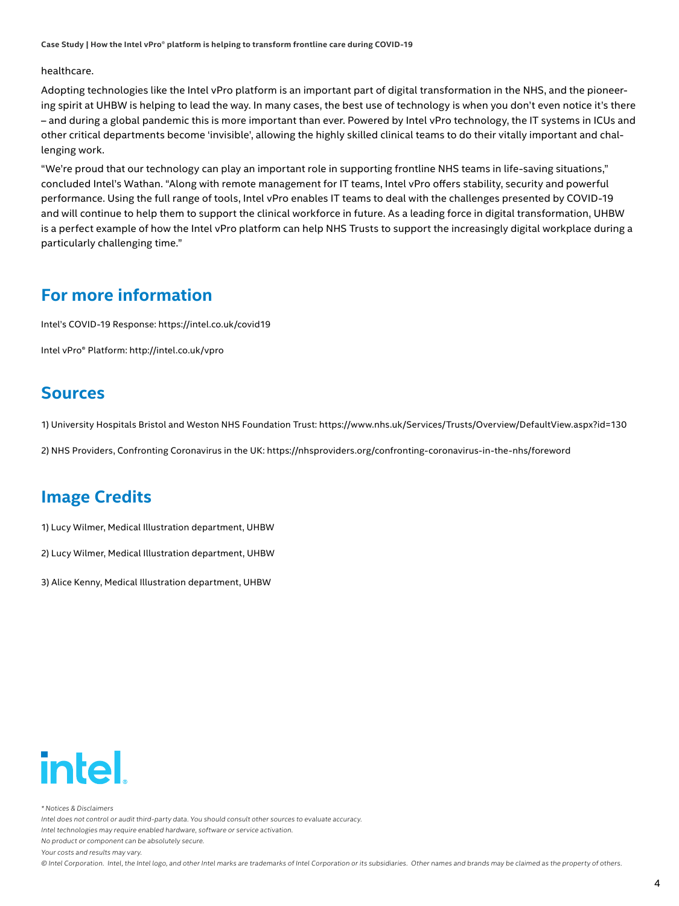healthcare.

Adopting technologies like the Intel vPro platform is an important part of digital transformation in the NHS, and the pioneering spirit at UHBW is helping to lead the way. In many cases, the best use of technology is when you don't even notice it's there – and during a global pandemic this is more important than ever. Powered by Intel vPro technology, the IT systems in ICUs and other critical departments become 'invisible', allowing the highly skilled clinical teams to do their vitally important and challenging work.

"We're proud that our technology can play an important role in supporting frontline NHS teams in life-saving situations," concluded Intel's Wathan. "Along with remote management for IT teams, Intel vPro offers stability, security and powerful performance. Using the full range of tools, Intel vPro enables IT teams to deal with the challenges presented by COVID-19 and will continue to help them to support the clinical workforce in future. As a leading force in digital transformation, UHBW is a perfect example of how the Intel vPro platform can help NHS Trusts to support the increasingly digital workplace during a particularly challenging time."

## For more information

Intel's COVID-19 Response: https://intel.co.uk/covid19

Intel vPro® Platform: http://intel.co.uk/vpro

## Sources

1) University Hospitals Bristol and Weston NHS Foundation Trust: https://www.nhs.uk/Services/Trusts/Overview/DefaultView.aspx?id=130

2) NHS Providers, Confronting Coronavirus in the UK: https://nhsproviders.org/confronting-coronavirus-in-the-nhs/foreword

## Image Credits

1) Lucy Wilmer, Medical Illustration department, UHBW

2) Lucy Wilmer, Medical Illustration department, UHBW

3) Alice Kenny, Medical Illustration department, UHBW

intel.

*\* Notices & Disclaimers*
*Intel does not control or audit third-party data. You should consult other sources to evaluate accuracy.*
*Intel technologies may require enabled hardware, software or service activation.*
*No product or component can be absolutely secure.*
*Your costs and results may vary.*
*© Intel Corporation. Intel, the Intel logo, and other Intel marks are trademarks of Intel Corporation or its subsidiaries. Other names and brands may be claimed as the property of others.*